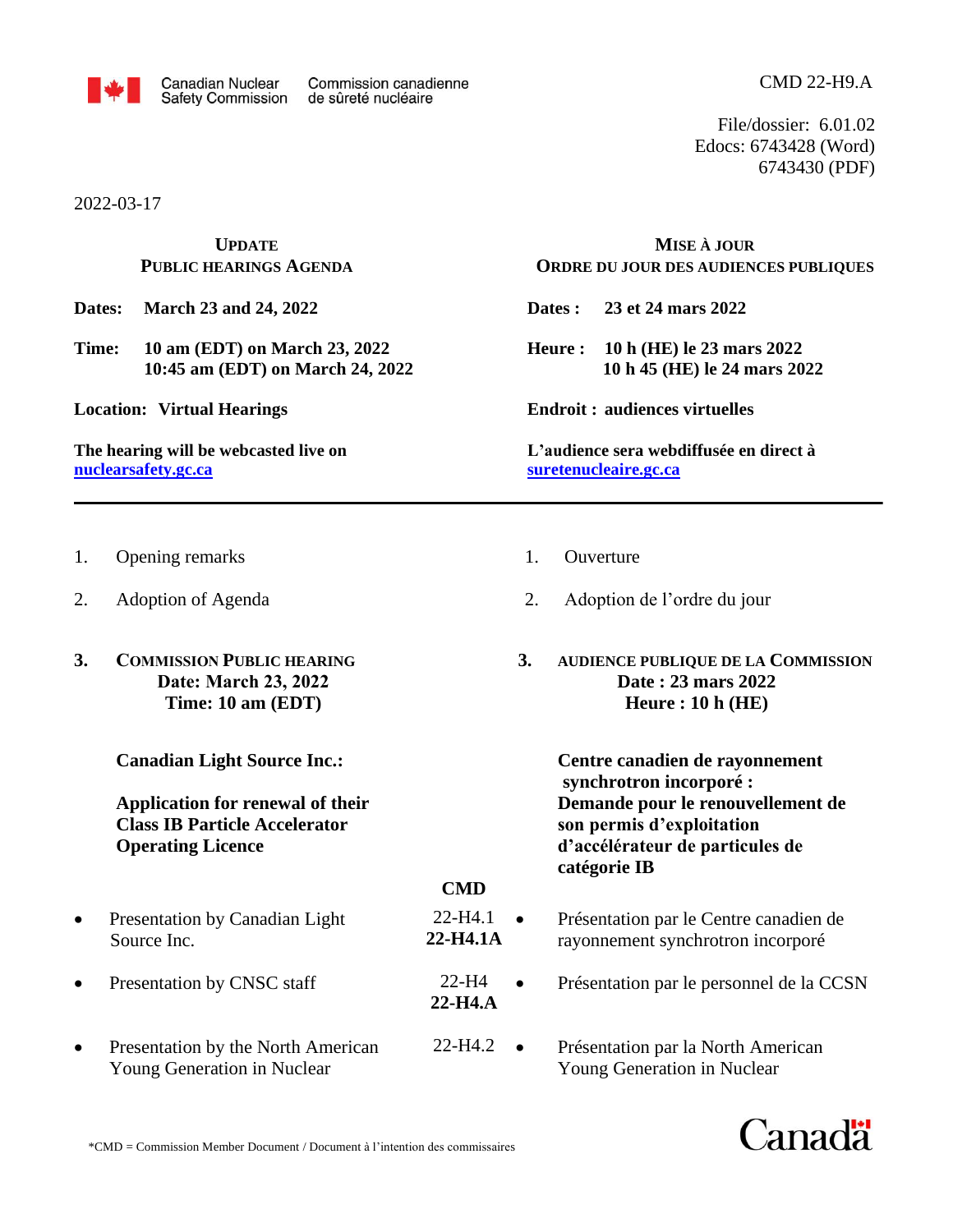Canadian Nuclear Safety Commission / Commission canadienne de sûreté nucléaire

CMD 22-H9.A

File/dossier: 6.01.02
Edocs: 6743428 (Word)
6743430 (PDF)

2022-03-17

## UPDATE
## PUBLIC HEARINGS AGENDA

**Dates:** **March 23 and 24, 2022**

**Time:** **10 am (EDT) on March 23, 2022**
**10:45 am (EDT) on March 24, 2022**

**Location:** **Virtual Hearings**

**The hearing will be webcasted live on [nuclearsafety.gc.ca](nuclearsafety.gc.ca)**

## MISE À JOUR
## ORDRE DU JOUR DES AUDIENCES PUBLIQUES

**Dates :** **23 et 24 mars 2022**

**Heure :** **10 h (HE) le 23 mars 2022**
**10 h 45 (HE) le 24 mars 2022**

**Endroit :** **audiences virtuelles**

**L'audience sera webdiffusée en direct à [suretenucleaire.gc.ca](suretenucleaire.gc.ca)**

---

1. Opening remarks
2. Adoption of Agenda
3. **COMMISSION PUBLIC HEARING**
   **Date: March 23, 2022**
   **Time: 10 am (EDT)**

   **Canadian Light Source Inc.:**

   **Application for renewal of their Class IB Particle Accelerator Operating Licence**

| | CMD |
|---|---|
| Presentation by Canadian Light Source Inc. | 22-H4.1<br>**22-H4.1A** |
| Presentation by CNSC staff | 22-H4<br>**22-H4.A** |
| Presentation by the North American Young Generation in Nuclear | 22-H4.2 |

1. Ouverture
2. Adoption de l'ordre du jour
3. **AUDIENCE PUBLIQUE DE LA COMMISSION**
   **Date : 23 mars 2022**
   **Heure : 10 h (HE)**

   **Centre canadien de rayonnement synchrotron incorporé :**
   **Demande pour le renouvellement de son permis d'exploitation d'accélérateur de particules de catégorie IB**

| | CMD |
|---|---|
| Présentation par le Centre canadien de rayonnement synchrotron incorporé | 22-H4.1<br>**22-H4.1A** |
| Présentation par le personnel de la CCSN | 22-H4<br>**22-H4.A** |
| Présentation par la North American Young Generation in Nuclear | 22-H4.2 |

*CMD = Commission Member Document / Document à l'intention des commissaires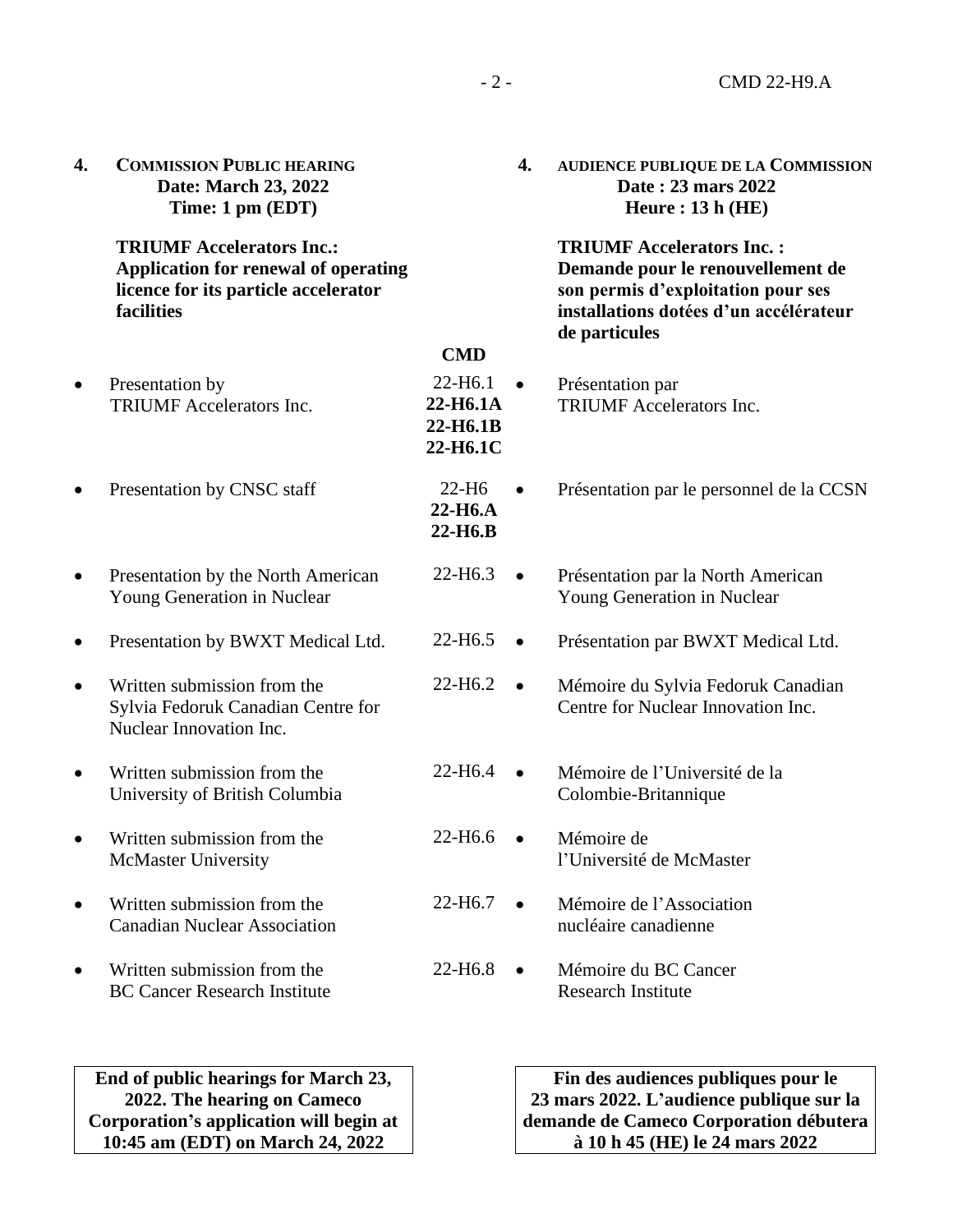## 4. COMMISSION PUBLIC HEARING
**Date: March 23, 2022**
**Time: 1 pm (EDT)**

## 4. AUDIENCE PUBLIQUE DE LA COMMISSION
**Date : 23 mars 2022**
**Heure : 13 h (HE)**

| TRIUMF Accelerators Inc.: Application for renewal of operating licence for its particle accelerator facilities | CMD | TRIUMF Accelerators Inc. : Demande pour le renouvellement de son permis d'exploitation pour ses installations dotées d'un accélérateur de particules |
|---|---|---|
| • Presentation by TRIUMF Accelerators Inc. | 22-H6.1 **22-H6.1A** **22-H6.1B** **22-H6.1C** | • Présentation par TRIUMF Accelerators Inc. |
| • Presentation by CNSC staff | 22-H6 **22-H6.A** **22-H6.B** | • Présentation par le personnel de la CCSN |
| • Presentation by the North American Young Generation in Nuclear | 22-H6.3 | • Présentation par la North American Young Generation in Nuclear |
| • Presentation by BWXT Medical Ltd. | 22-H6.5 | • Présentation par BWXT Medical Ltd. |
| • Written submission from the Sylvia Fedoruk Canadian Centre for Nuclear Innovation Inc. | 22-H6.2 | • Mémoire du Sylvia Fedoruk Canadian Centre for Nuclear Innovation Inc. |
| • Written submission from the University of British Columbia | 22-H6.4 | • Mémoire de l'Université de la Colombie-Britannique |
| • Written submission from the McMaster University | 22-H6.6 | • Mémoire de l'Université de McMaster |
| • Written submission from the Canadian Nuclear Association | 22-H6.7 | • Mémoire de l'Association nucléaire canadienne |
| • Written submission from the BC Cancer Research Institute | 22-H6.8 | • Mémoire du BC Cancer Research Institute |

**End of public hearings for March 23, 2022. The hearing on Cameco Corporation's application will begin at 10:45 am (EDT) on March 24, 2022**

**Fin des audiences publiques pour le 23 mars 2022. L'audience publique sur la demande de Cameco Corporation débutera à 10 h 45 (HE) le 24 mars 2022**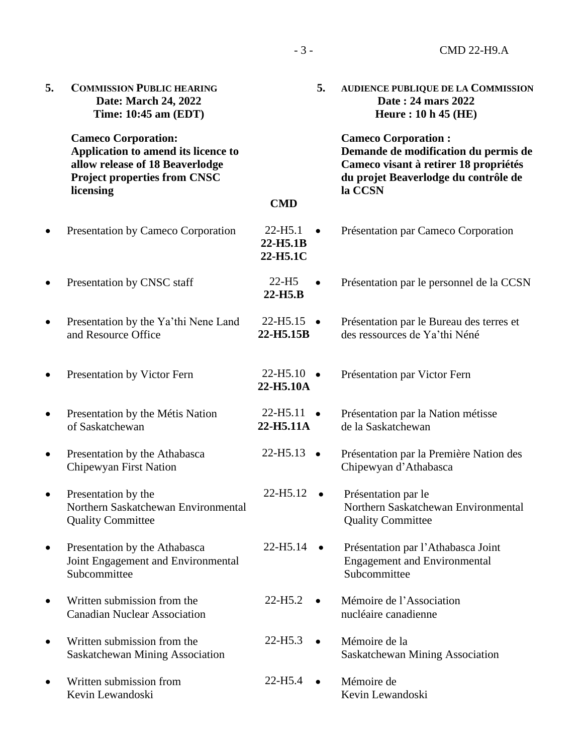**5. COMMISSION PUBLIC HEARING**
**Date: March 24, 2022**
**Time: 10:45 am (EDT)**

**Cameco Corporation: Application to amend its licence to allow release of 18 Beaverlodge Project properties from CNSC licensing**

**5. AUDIENCE PUBLIQUE DE LA COMMISSION**
**Date : 24 mars 2022**
**Heure : 10 h 45 (HE)**

**Cameco Corporation : Demande de modification du permis de Cameco visant à retirer 18 propriétés du projet Beaverlodge du contrôle de la CCSN**

| | CMD | |
|---|---|---|
| • Presentation by Cameco Corporation | 22-H5.1<br>**22-H5.1B**<br>**22-H5.1C** | • Présentation par Cameco Corporation |
| • Presentation by CNSC staff | 22-H5<br>**22-H5.B** | • Présentation par le personnel de la CCSN |
| • Presentation by the Ya'thi Nene Land and Resource Office | 22-H5.15<br>**22-H5.15B** | • Présentation par le Bureau des terres et des ressources de Ya'thi Néné |
| • Presentation by Victor Fern | 22-H5.10<br>**22-H5.10A** | • Présentation par Victor Fern |
| • Presentation by the Métis Nation of Saskatchewan | 22-H5.11<br>**22-H5.11A** | • Présentation par la Nation métisse de la Saskatchewan |
| • Presentation by the Athabasca Chipewyan First Nation | 22-H5.13 | • Présentation par la Première Nation des Chipewyan d'Athabasca |
| • Presentation by the Northern Saskatchewan Environmental Quality Committee | 22-H5.12 | • Présentation par le Northern Saskatchewan Environmental Quality Committee |
| • Presentation by the Athabasca Joint Engagement and Environmental Subcommittee | 22-H5.14 | • Présentation par l'Athabasca Joint Engagement and Environmental Subcommittee |
| • Written submission from the Canadian Nuclear Association | 22-H5.2 | • Mémoire de l'Association nucléaire canadienne |
| • Written submission from the Saskatchewan Mining Association | 22-H5.3 | • Mémoire de la Saskatchewan Mining Association |
| • Written submission from Kevin Lewandoski | 22-H5.4 | • Mémoire de Kevin Lewandoski |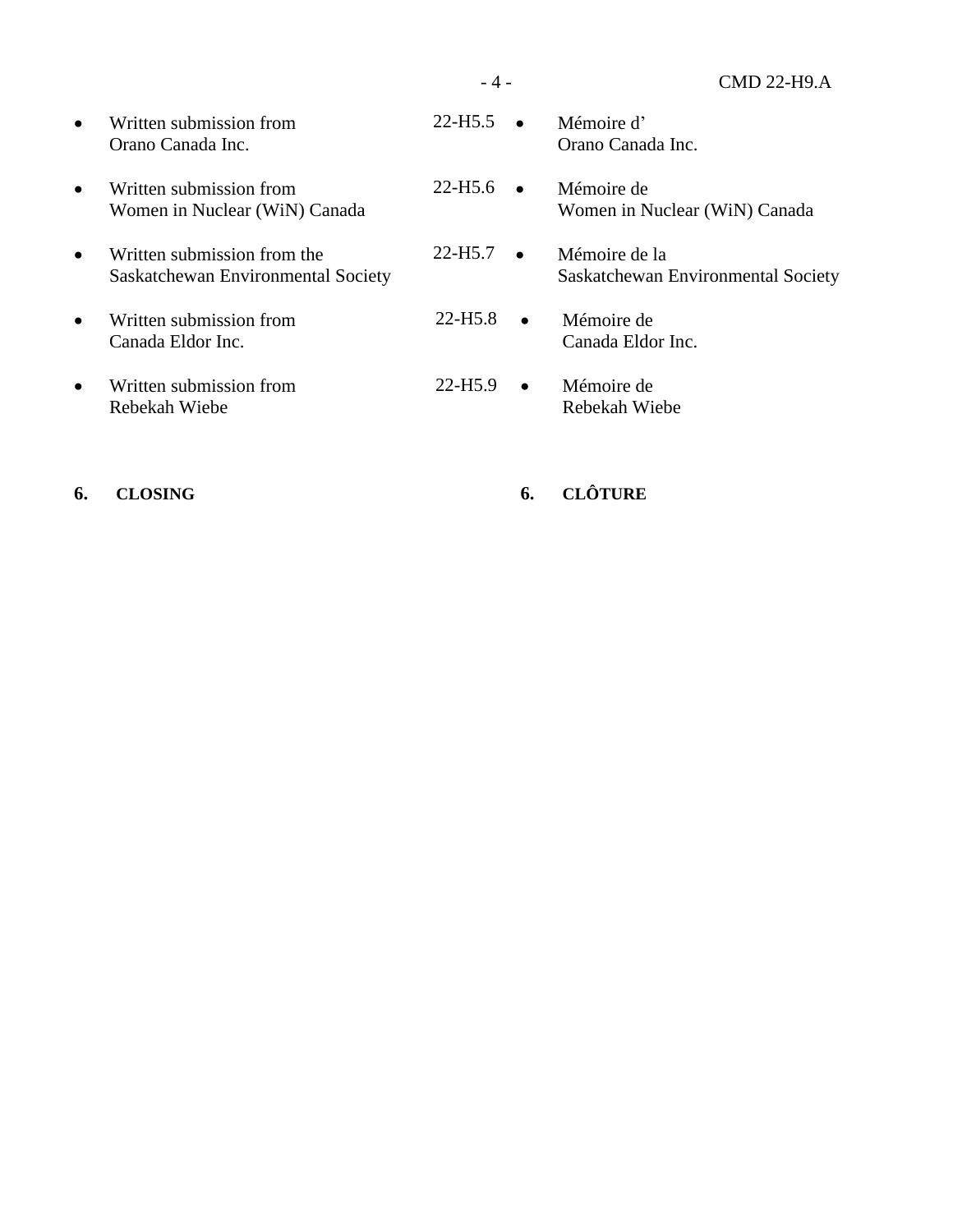| | | |
|---|---|---|
| • Written submission from Orano Canada Inc. | 22-H5.5 | • Mémoire d' Orano Canada Inc. |
| • Written submission from Women in Nuclear (WiN) Canada | 22-H5.6 | • Mémoire de Women in Nuclear (WiN) Canada |
| • Written submission from the Saskatchewan Environmental Society | 22-H5.7 | • Mémoire de la Saskatchewan Environmental Society |
| • Written submission from Canada Eldor Inc. | 22-H5.8 | • Mémoire de Canada Eldor Inc. |
| • Written submission from Rebekah Wiebe | 22-H5.9 | • Mémoire de Rebekah Wiebe |

**6. CLOSING** — **6. CLÔTURE**